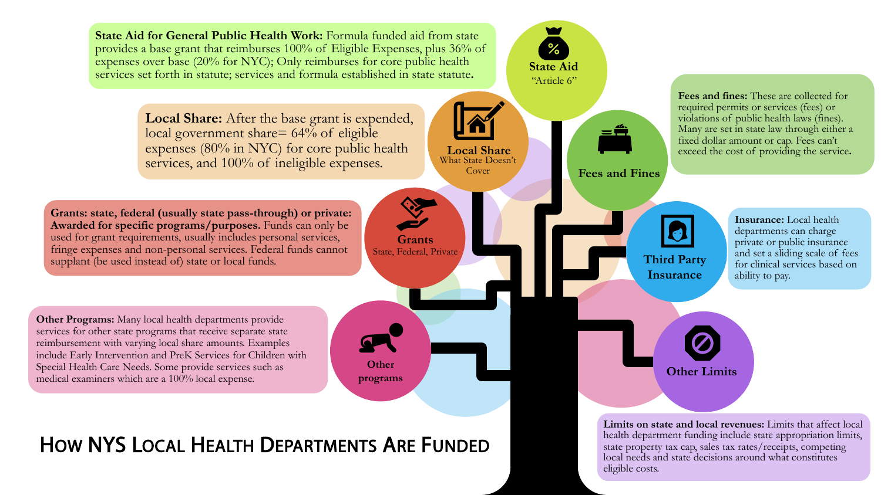# How NYS Local Health Departments Are Funded

## State Aid "Article 6"

**State Aid for General Public Health Work:** Formula funded aid from state provides a base grant that reimburses 100% of Eligible Expenses, plus 36% of expenses over base (20% for NYC); Only reimburses for core public health services set forth in statute; services and formula established in state statute.

## Local Share — What State Doesn't Cover

**Local Share:** After the base grant is expended, local government share= 64% of eligible expenses (80% in NYC) for core public health services, and 100% of ineligible expenses.

## Grants — State, Federal, Private

**Grants: state, federal (usually state pass-through) or private: Awarded for specific programs/purposes.** Funds can only be used for grant requirements, usually includes personal services, fringe expenses and non-personal services. Federal funds cannot supplant (be used instead of) state or local funds.

## Other programs

**Other Programs:** Many local health departments provide services for other state programs that receive separate state reimbursement with varying local share amounts. Examples include Early Intervention and PreK Services for Children with Special Health Care Needs. Some provide services such as medical examiners which are a 100% local expense.

## Fees and Fines

**Fees and fines:** These are collected for required permits or services (fees) or violations of public health laws (fines). Many are set in state law through either a fixed dollar amount or cap. Fees can't exceed the cost of providing the service.

## Third Party Insurance

**Insurance:** Local health departments can charge private or public insurance and set a sliding scale of fees for clinical services based on ability to pay.

## Other Limits

**Limits on state and local revenues:** Limits that affect local health department funding include state appropriation limits, state property tax cap, sales tax rates/receipts, competing local needs and state decisions around what constitutes eligible costs.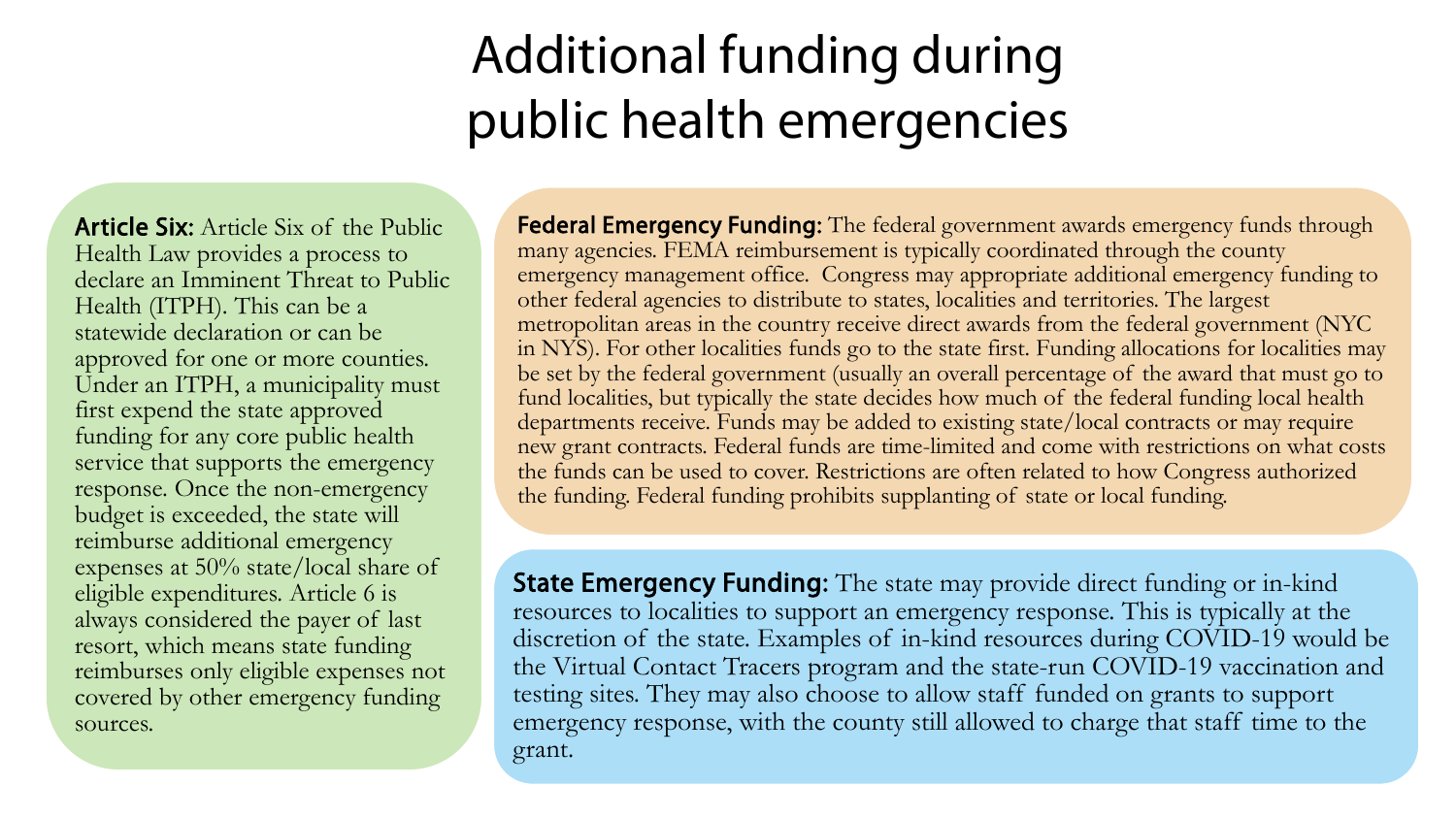# Additional funding during public health emergencies

**Article Six:** Article Six of the Public Health Law provides a process to declare an Imminent Threat to Public Health (ITPH). This can be a statewide declaration or can be approved for one or more counties. Under an ITPH, a municipality must first expend the state approved funding for any core public health service that supports the emergency response. Once the non-emergency budget is exceeded, the state will reimburse additional emergency expenses at 50% state/local share of eligible expenditures. Article 6 is always considered the payer of last resort, which means state funding reimburses only eligible expenses not covered by other emergency funding sources.

**Federal Emergency Funding:** The federal government awards emergency funds through many agencies. FEMA reimbursement is typically coordinated through the county emergency management office. Congress may appropriate additional emergency funding to other federal agencies to distribute to states, localities and territories. The largest metropolitan areas in the country receive direct awards from the federal government (NYC in NYS). For other localities funds go to the state first. Funding allocations for localities may be set by the federal government (usually an overall percentage of the award that must go to fund localities, but typically the state decides how much of the federal funding local health departments receive. Funds may be added to existing state/local contracts or may require new grant contracts. Federal funds are time-limited and come with restrictions on what costs the funds can be used to cover. Restrictions are often related to how Congress authorized the funding. Federal funding prohibits supplanting of state or local funding.

**State Emergency Funding:** The state may provide direct funding or in-kind resources to localities to support an emergency response. This is typically at the discretion of the state. Examples of in-kind resources during COVID-19 would be the Virtual Contact Tracers program and the state-run COVID-19 vaccination and testing sites. They may also choose to allow staff funded on grants to support emergency response, with the county still allowed to charge that staff time to the grant.